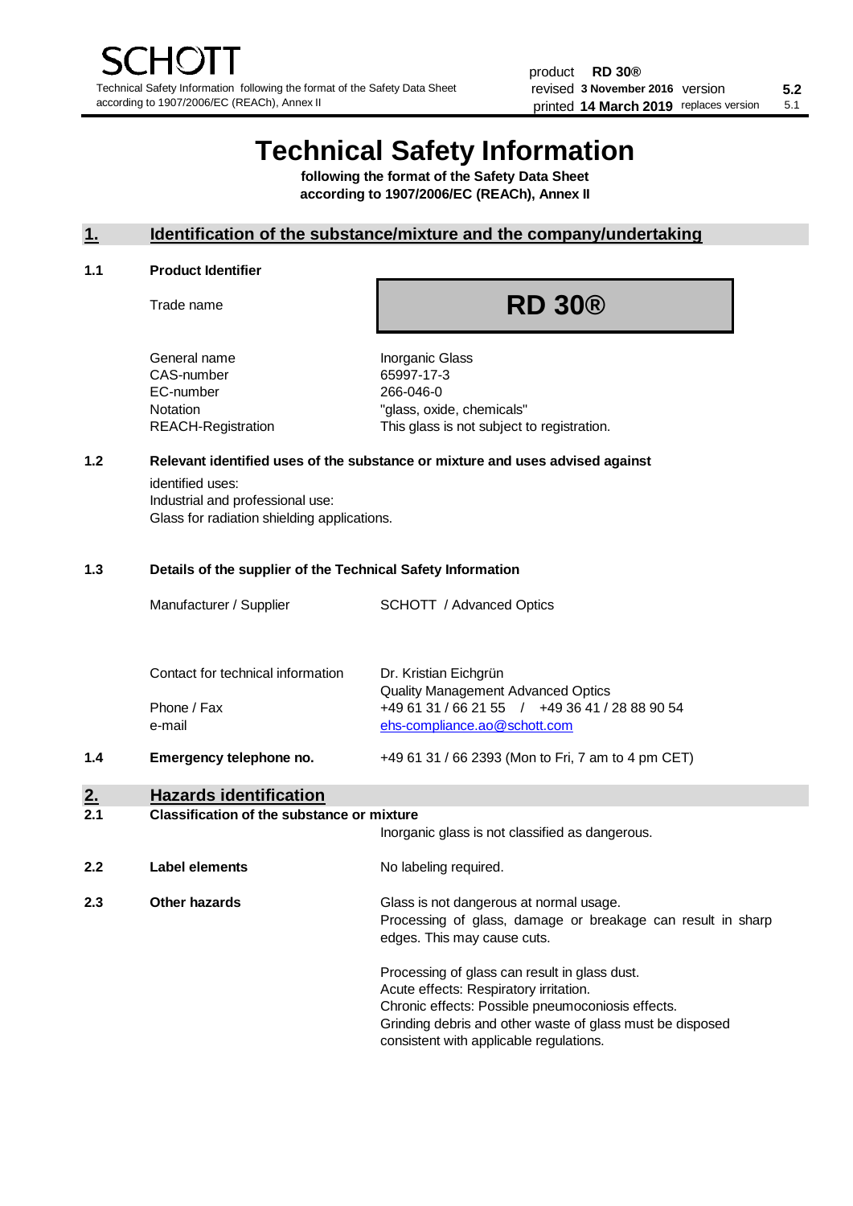# Technical Safety Information

**following the format of the Safety Data Sheet according to 1907/2006/EC (REACh), Annex II**

## 1. Identification of the substance/mixture and the company/undertaking

### 1.1 Product Identifier

| | |
|---|---|
| Trade name | **RD 30®** |
| General name | Inorganic Glass |
| CAS-number | 65997-17-3 |
| EC-number | 266-046-0 |
| Notation | "glass, oxide, chemicals" |
| REACH-Registration | This glass is not subject to registration. |

### 1.2 Relevant identified uses of the substance or mixture and uses advised against

identified uses:
Industrial and professional use:
Glass for radiation shielding applications.

### 1.3 Details of the supplier of the Technical Safety Information

| | |
|---|---|
| Manufacturer / Supplier | SCHOTT / Advanced Optics |
| Contact for technical information | Dr. Kristian Eichgrün<br>Quality Management Advanced Optics |
| Phone / Fax | +49 61 31 / 66 21 55 / +49 36 41 / 28 88 90 54 |
| e-mail | ehs-compliance.ao@schott.com |

### 1.4 Emergency telephone no.

+49 61 31 / 66 2393 (Mon to Fri, 7 am to 4 pm CET)

## 2. Hazards identification

### 2.1 Classification of the substance or mixture

Inorganic glass is not classified as dangerous.

### 2.2 Label elements

No labeling required.

### 2.3 Other hazards

Glass is not dangerous at normal usage.
Processing of glass, damage or breakage can result in sharp edges. This may cause cuts.

Processing of glass can result in glass dust.
Acute effects: Respiratory irritation.
Chronic effects: Possible pneumoconiosis effects.
Grinding debris and other waste of glass must be disposed consistent with applicable regulations.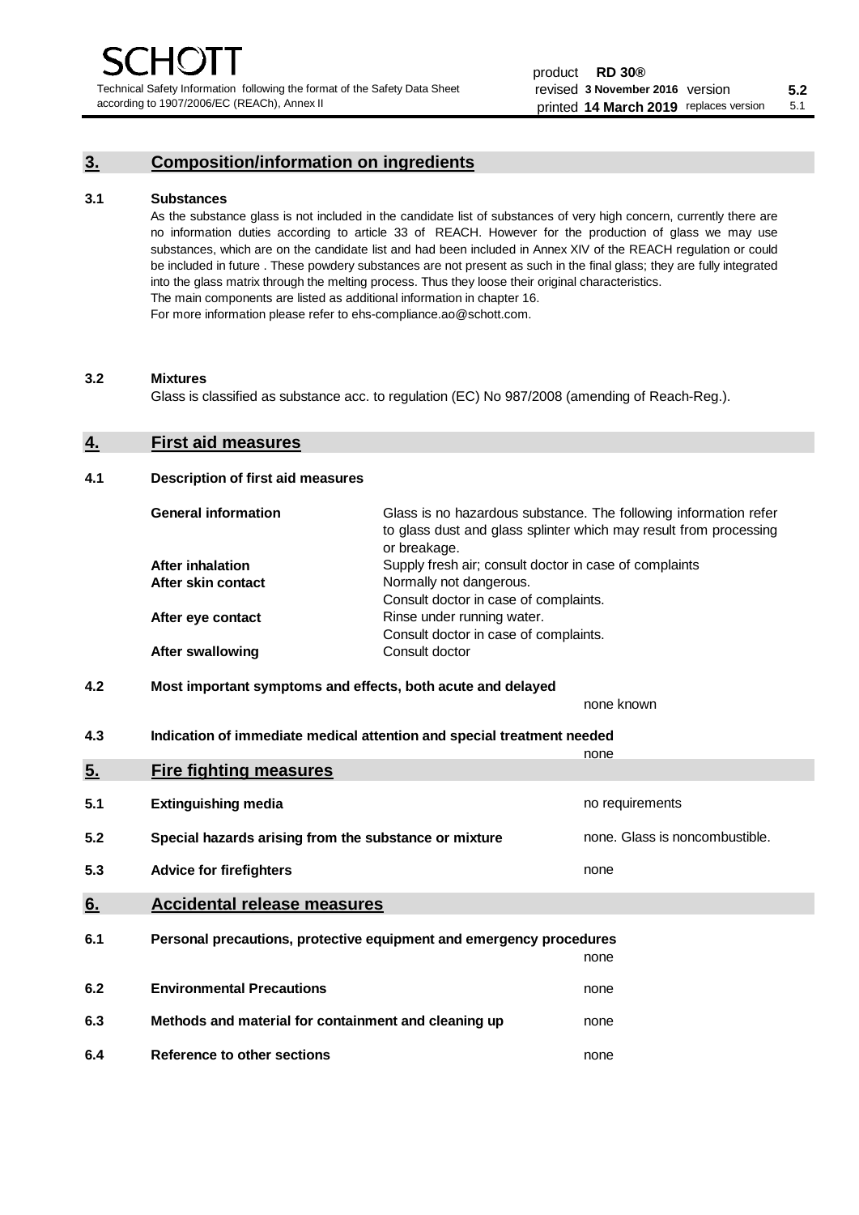## 3. Composition/information on ingredients

**3.1 Substances**

As the substance glass is not included in the candidate list of substances of very high concern, currently there are no information duties according to article 33 of REACH. However for the production of glass we may use substances, which are on the candidate list and had been included in Annex XIV of the REACH regulation or could be included in future . These powdery substances are not present as such in the final glass; they are fully integrated into the glass matrix through the melting process. Thus they loose their original characteristics.
The main components are listed as additional information in chapter 16.
For more information please refer to ehs-compliance.ao@schott.com.

**3.2 Mixtures**

Glass is classified as substance acc. to regulation (EC) No 987/2008 (amending of Reach-Reg.).

## 4. First aid measures

**4.1 Description of first aid measures**

| | |
|---|---|
| **General information** | Glass is no hazardous substance. The following information refer to glass dust and glass splinter which may result from processing or breakage. |
| **After inhalation** | Supply fresh air; consult doctor in case of complaints |
| **After skin contact** | Normally not dangerous. Consult doctor in case of complaints. |
| **After eye contact** | Rinse under running water. Consult doctor in case of complaints. |
| **After swallowing** | Consult doctor |

**4.2 Most important symptoms and effects, both acute and delayed**

none known

**4.3 Indication of immediate medical attention and special treatment needed**

none

## 5. Fire fighting measures

| | | |
|---|---|---|
| **5.1** | **Extinguishing media** | no requirements |
| **5.2** | **Special hazards arising from the substance or mixture** | none. Glass is noncombustible. |
| **5.3** | **Advice for firefighters** | none |

## 6. Accidental release measures

| | | |
|---|---|---|
| **6.1** | **Personal precautions, protective equipment and emergency procedures** | none |
| **6.2** | **Environmental Precautions** | none |
| **6.3** | **Methods and material for containment and cleaning up** | none |
| **6.4** | **Reference to other sections** | none |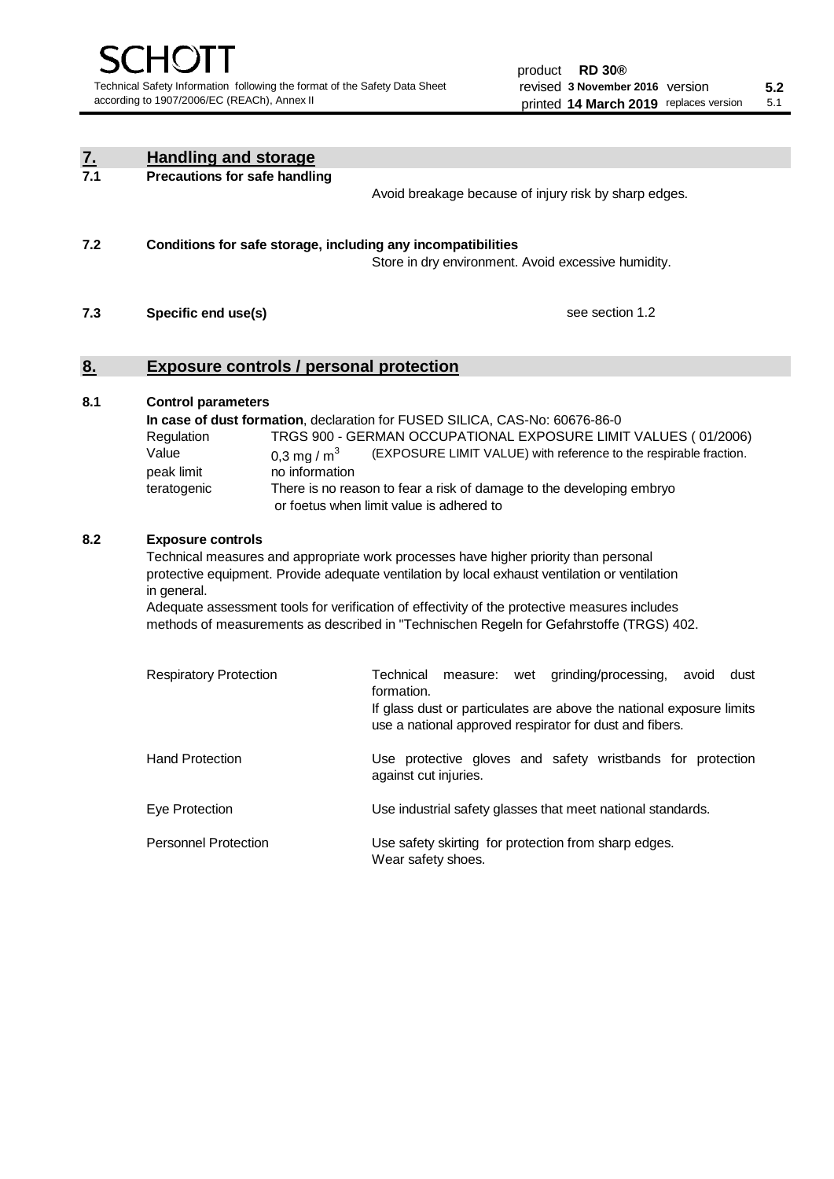## 7. Handling and storage

### 7.1 Precautions for safe handling

Avoid breakage because of injury risk by sharp edges.

### 7.2 Conditions for safe storage, including any incompatibilities

Store in dry environment. Avoid excessive humidity.

### 7.3 Specific end use(s)

see section 1.2

## 8. Exposure controls / personal protection

### 8.1 Control parameters

**In case of dust formation**, declaration for FUSED SILICA, CAS-No: 60676-86-0

| | | |
|---|---|---|
| Regulation | TRGS 900 - GERMAN OCCUPATIONAL EXPOSURE LIMIT VALUES ( 01/2006) | |
| Value | 0,3 mg / $m^3$ | (EXPOSURE LIMIT VALUE) with reference to the respirable fraction. |
| peak limit | no information | |
| teratogenic | There is no reason to fear a risk of damage to the developing embryo or foetus when limit value is adhered to | |

### 8.2 Exposure controls

Technical measures and appropriate work processes have higher priority than personal protective equipment. Provide adequate ventilation by local exhaust ventilation or ventilation in general.

Adequate assessment tools for verification of effectivity of the protective measures includes methods of measurements as described in "Technischen Regeln for Gefahrstoffe (TRGS) 402.

| | |
|---|---|
| Respiratory Protection | Technical measure: wet grinding/processing, avoid dust formation. If glass dust or particulates are above the national exposure limits use a national approved respirator for dust and fibers. |
| Hand Protection | Use protective gloves and safety wristbands for protection against cut injuries. |
| Eye Protection | Use industrial safety glasses that meet national standards. |
| Personnel Protection | Use safety skirting for protection from sharp edges. Wear safety shoes. |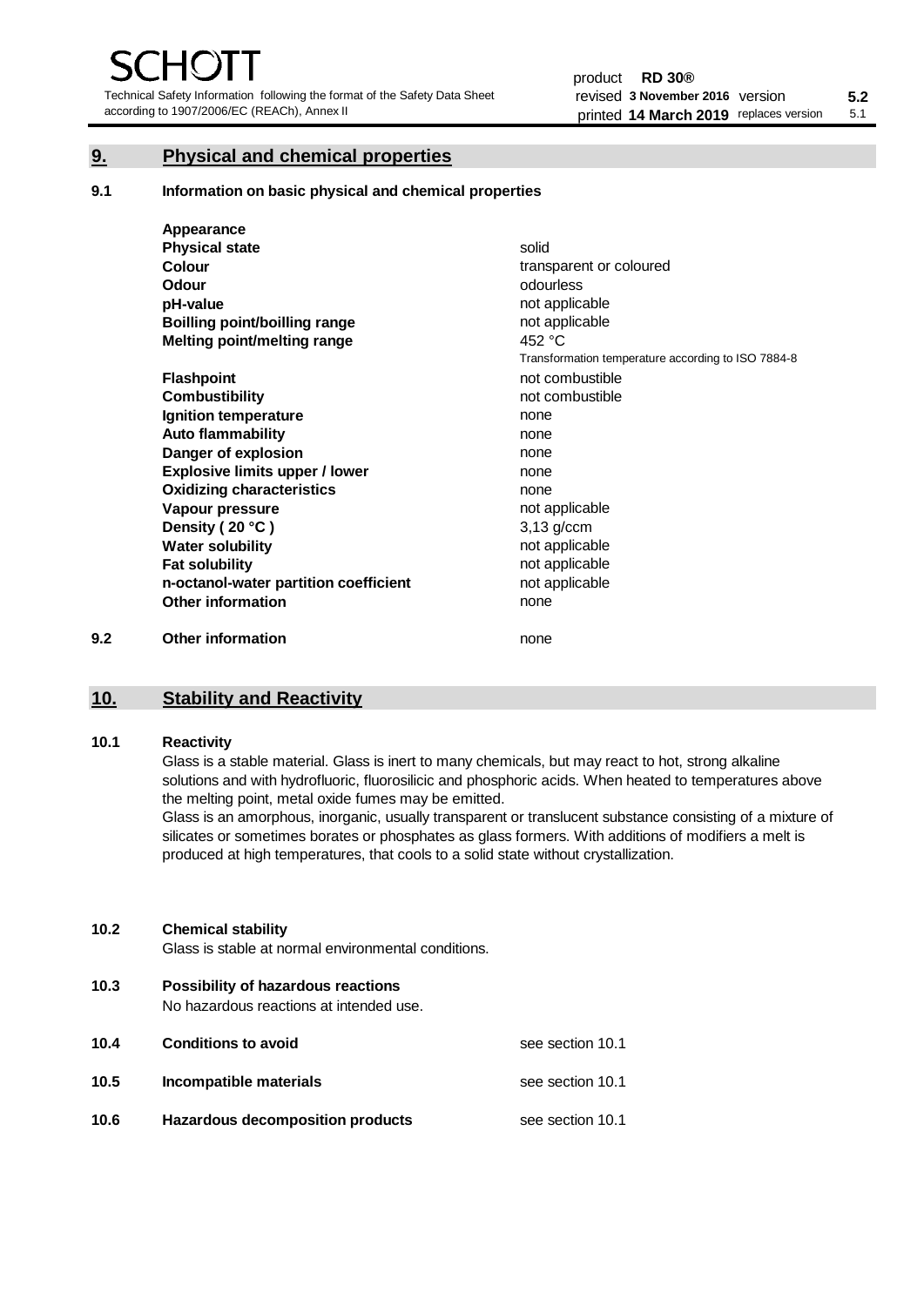## 9. Physical and chemical properties

### 9.1 Information on basic physical and chemical properties

| | |
|---|---|
| **Appearance** | |
| **Physical state** | solid |
| **Colour** | transparent or coloured |
| **Odour** | odourless |
| **pH-value** | not applicable |
| **Boilling point/boilling range** | not applicable |
| **Melting point/melting range** | 452 °C<br>Transformation temperature according to ISO 7884-8 |
| **Flashpoint** | not combustible |
| **Combustibility** | not combustible |
| **Ignition temperature** | none |
| **Auto flammability** | none |
| **Danger of explosion** | none |
| **Explosive limits upper / lower** | none |
| **Oxidizing characteristics** | none |
| **Vapour pressure** | not applicable |
| **Density ( 20 °C )** | 3,13 g/ccm |
| **Water solubility** | not applicable |
| **Fat solubility** | not applicable |
| **n-octanol-water partition coefficient** | not applicable |
| **Other information** | none |

### 9.2 Other information

none

## 10. Stability and Reactivity

### 10.1 Reactivity

Glass is a stable material. Glass is inert to many chemicals, but may react to hot, strong alkaline solutions and with hydrofluoric, fluorosilicic and phosphoric acids. When heated to temperatures above the melting point, metal oxide fumes may be emitted.

Glass is an amorphous, inorganic, usually transparent or translucent substance consisting of a mixture of silicates or sometimes borates or phosphates as glass formers. With additions of modifiers a melt is produced at high temperatures, that cools to a solid state without crystallization.

### 10.2 Chemical stability

Glass is stable at normal environmental conditions.

### 10.3 Possibility of hazardous reactions

No hazardous reactions at intended use.

### 10.4 Conditions to avoid

see section 10.1

### 10.5 Incompatible materials

see section 10.1

### 10.6 Hazardous decomposition products

see section 10.1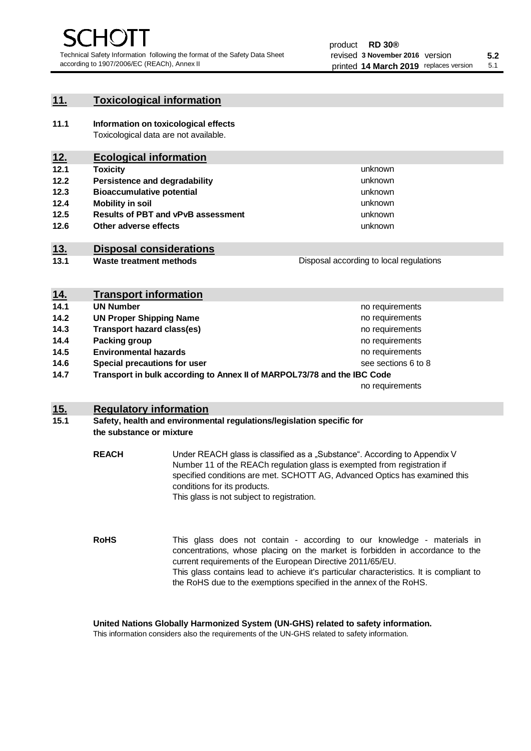## 11. Toxicological information

**11.1 Information on toxicological effects**

Toxicological data are not available.

## 12. Ecological information

| | | |
|---|---|---|
| **12.1** | **Toxicity** | unknown |
| **12.2** | **Persistence and degradability** | unknown |
| **12.3** | **Bioaccumulative potential** | unknown |
| **12.4** | **Mobility in soil** | unknown |
| **12.5** | **Results of PBT and vPvB assessment** | unknown |
| **12.6** | **Other adverse effects** | unknown |

## 13. Disposal considerations

| | | |
|---|---|---|
| **13.1** | **Waste treatment methods** | Disposal according to local regulations |

## 14. Transport information

| | | |
|---|---|---|
| **14.1** | **UN Number** | no requirements |
| **14.2** | **UN Proper Shipping Name** | no requirements |
| **14.3** | **Transport hazard class(es)** | no requirements |
| **14.4** | **Packing group** | no requirements |
| **14.5** | **Environmental hazards** | no requirements |
| **14.6** | **Special precautions for user** | see sections 6 to 8 |
| **14.7** | **Transport in bulk according to Annex II of MARPOL73/78 and the IBC Code** | no requirements |

## 15. Regulatory information

**15.1 Safety, health and environmental regulations/legislation specific for the substance or mixture**

**REACH**

Under REACH glass is classified as a „Substance". According to Appendix V Number 11 of the REACh regulation glass is exempted from registration if specified conditions are met. SCHOTT AG, Advanced Optics has examined this conditions for its products.
This glass is not subject to registration.

**RoHS**

This glass does not contain - according to our knowledge - materials in concentrations, whose placing on the market is forbidden in accordance to the current requirements of the European Directive 2011/65/EU.
This glass contains lead to achieve it's particular characteristics. It is compliant to the RoHS due to the exemptions specified in the annex of the RoHS.

**United Nations Globally Harmonized System (UN-GHS) related to safety information.**

This information considers also the requirements of the UN-GHS related to safety information.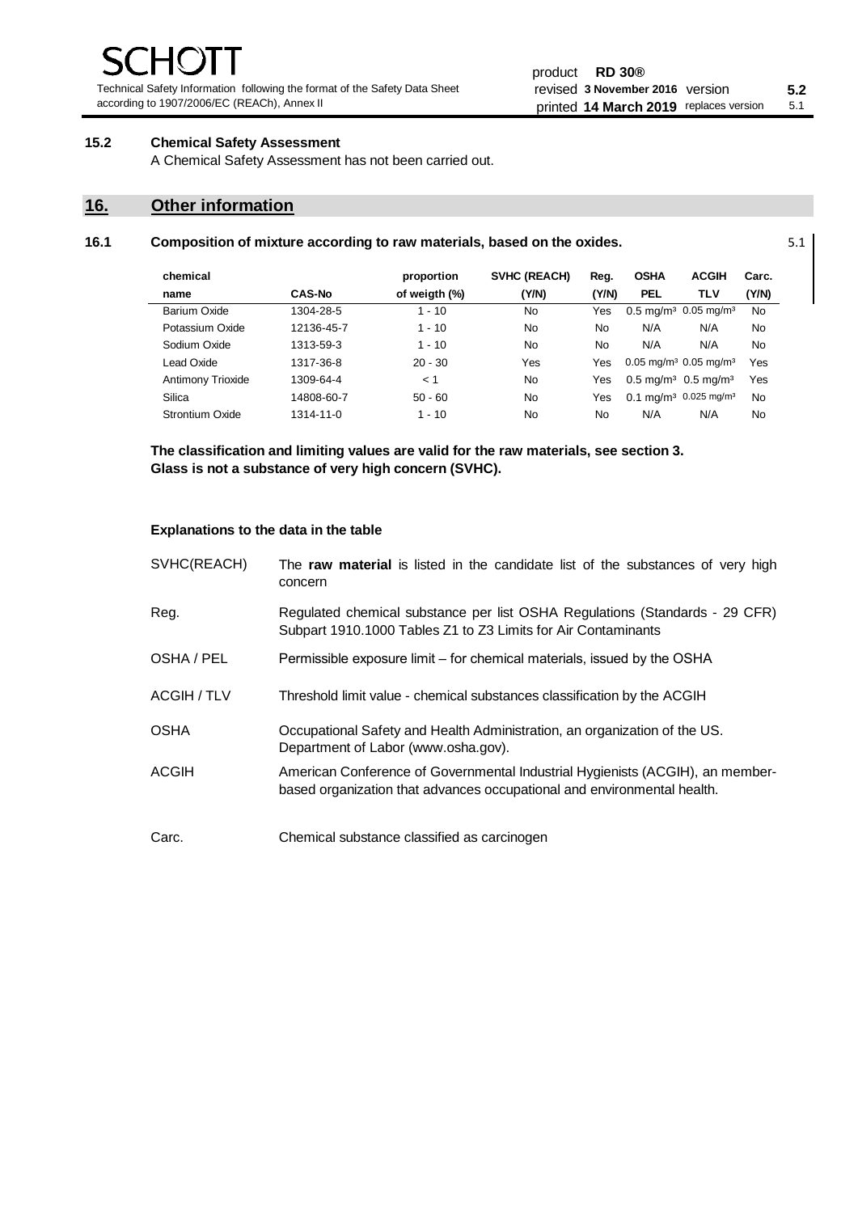### 15.2 Chemical Safety Assessment

A Chemical Safety Assessment has not been carried out.

## 16. Other information

### 16.1 Composition of mixture according to raw materials, based on the oxides.

5.1

| chemical name | CAS-No | proportion of weigth (%) | SVHC (REACH) (Y/N) | Reg. (Y/N) | OSHA PEL | ACGIH TLV | Carc. (Y/N) |
|---|---|---|---|---|---|---|---|
| Barium Oxide | 1304-28-5 | 1 - 10 | No | Yes | 0.5 mg/m³ | 0.05 mg/m³ | No |
| Potassium Oxide | 12136-45-7 | 1 - 10 | No | No | N/A | N/A | No |
| Sodium Oxide | 1313-59-3 | 1 - 10 | No | No | N/A | N/A | No |
| Lead Oxide | 1317-36-8 | 20 - 30 | Yes | Yes | 0.05 mg/m³ | 0.05 mg/m³ | Yes |
| Antimony Trioxide | 1309-64-4 | < 1 | No | Yes | 0.5 mg/m³ | 0.5 mg/m³ | Yes |
| Silica | 14808-60-7 | 50 - 60 | No | Yes | 0.1 mg/m³ | 0.025 mg/m³ | No |
| Strontium Oxide | 1314-11-0 | 1 - 10 | No | No | N/A | N/A | No |

**The classification and limiting values are valid for the raw materials, see section 3.**
**Glass is not a substance of very high concern (SVHC).**

**Explanations to the data in the table**

| | |
|---|---|
| SVHC(REACH) | The **raw material** is listed in the candidate list of the substances of very high concern |
| Reg. | Regulated chemical substance per list OSHA Regulations (Standards - 29 CFR) Subpart 1910.1000 Tables Z1 to Z3 Limits for Air Contaminants |
| OSHA / PEL | Permissible exposure limit – for chemical materials, issued by the OSHA |
| ACGIH / TLV | Threshold limit value - chemical substances classification by the ACGIH |
| OSHA | Occupational Safety and Health Administration, an organization of the US. Department of Labor (www.osha.gov). |
| ACGIH | American Conference of Governmental Industrial Hygienists (ACGIH), an member-based organization that advances occupational and environmental health. |
| Carc. | Chemical substance classified as carcinogen |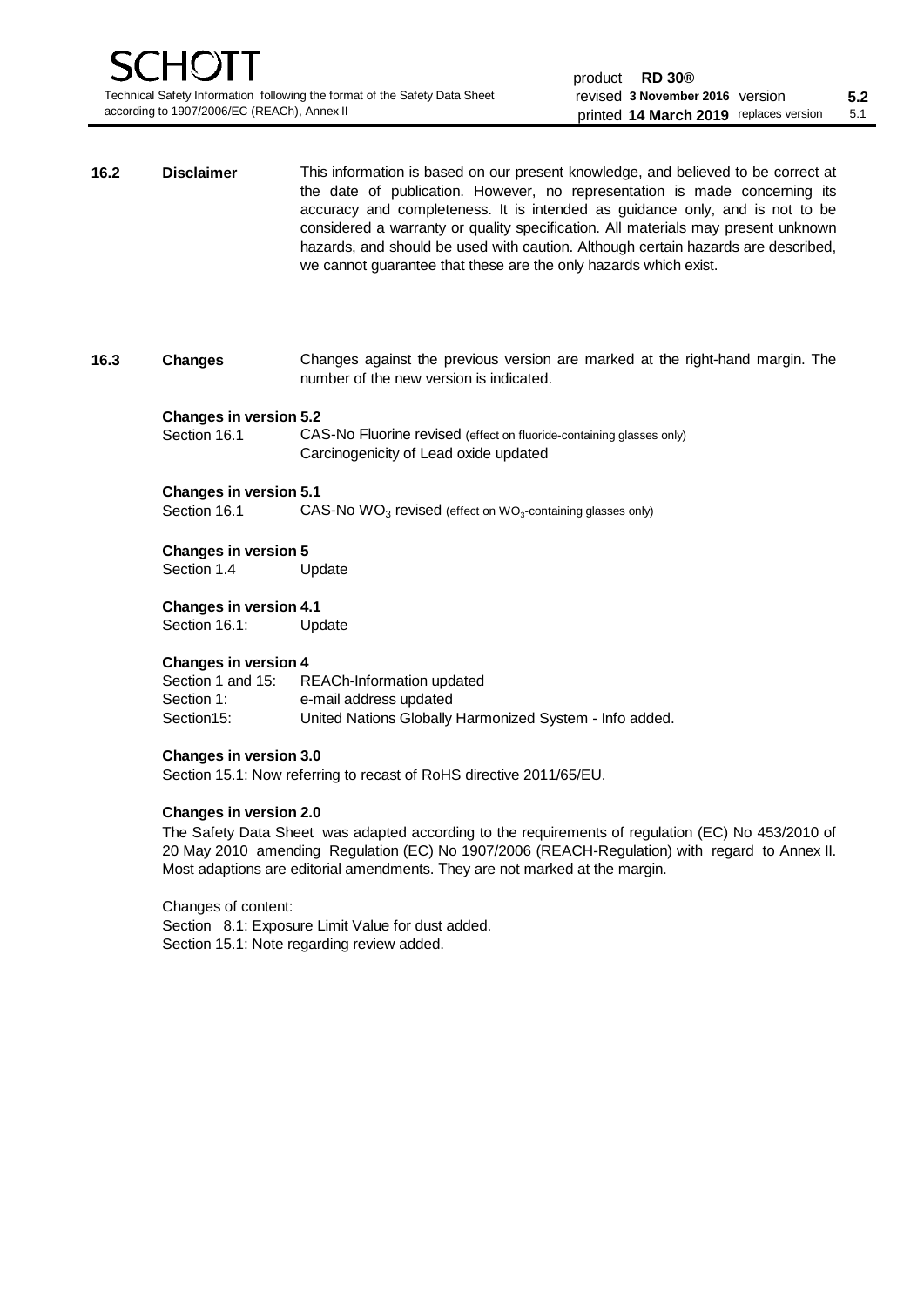**16.2 Disclaimer**

This information is based on our present knowledge, and believed to be correct at the date of publication. However, no representation is made concerning its accuracy and completeness. It is intended as guidance only, and is not to be considered a warranty or quality specification. All materials may present unknown hazards, and should be used with caution. Although certain hazards are described, we cannot guarantee that these are the only hazards which exist.

**16.3 Changes**

Changes against the previous version are marked at the right-hand margin. The number of the new version is indicated.

**Changes in version 5.2**

Section 16.1 CAS-No Fluorine revised (effect on fluoride-containing glasses only)
Carcinogenicity of Lead oxide updated

**Changes in version 5.1**

Section 16.1 CAS-No $WO_3$ revised (effect on $WO_3$-containing glasses only)

**Changes in version 5**

Section 1.4 Update

**Changes in version 4.1**

Section 16.1: Update

**Changes in version 4**

Section 1 and 15: REACh-Information updated
Section 1: e-mail address updated
Section15: United Nations Globally Harmonized System - Info added.

**Changes in version 3.0**

Section 15.1: Now referring to recast of RoHS directive 2011/65/EU.

**Changes in version 2.0**

The Safety Data Sheet was adapted according to the requirements of regulation (EC) No 453/2010 of 20 May 2010 amending Regulation (EC) No 1907/2006 (REACH-Regulation) with regard to Annex II. Most adaptions are editorial amendments. They are not marked at the margin.

Changes of content:
Section 8.1: Exposure Limit Value for dust added.
Section 15.1: Note regarding review added.